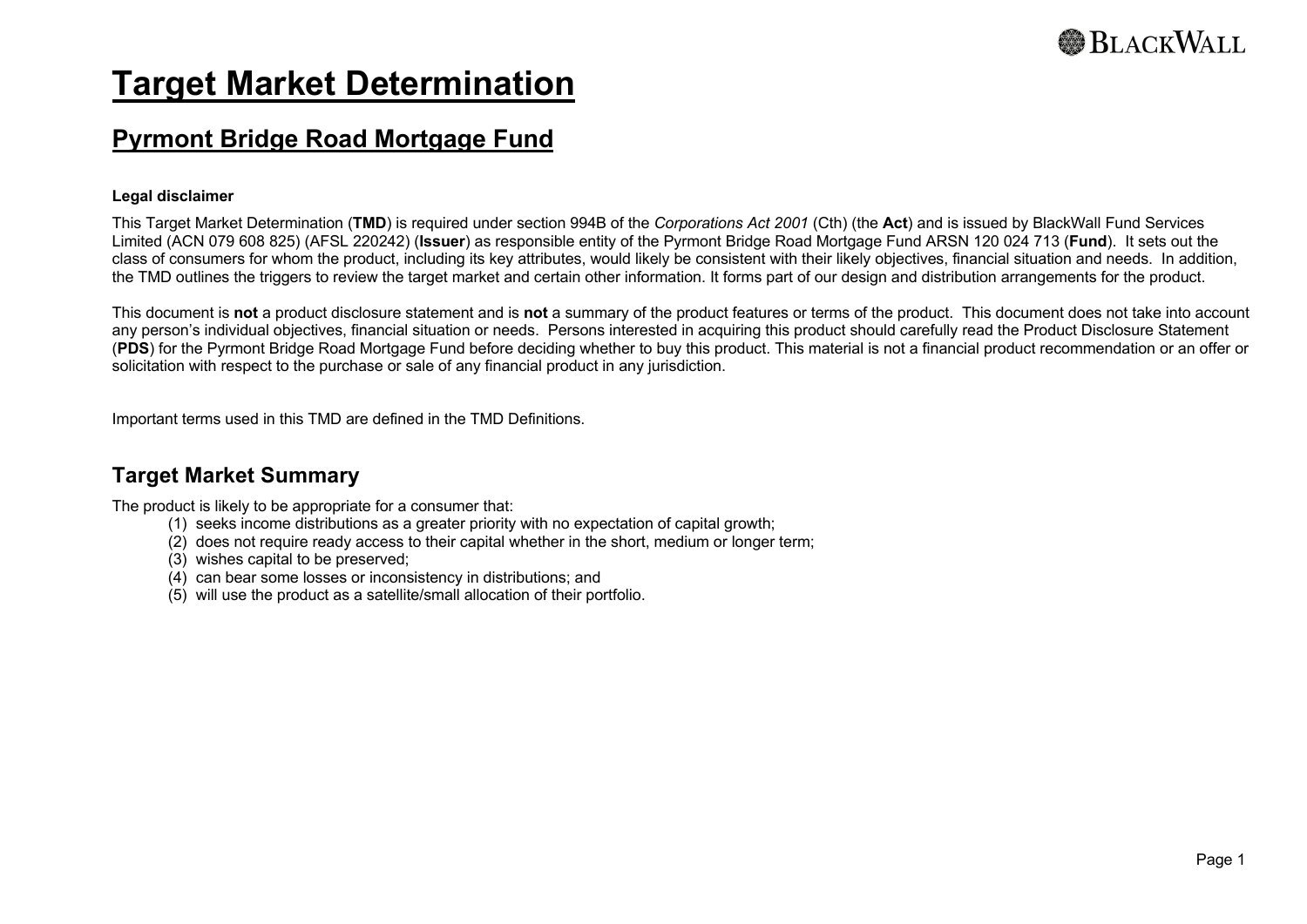# Target Market Determination

## Pyrmont Bridge Road Mortgage Fund

**Legal disclaimer**

This Target Market Determination (**TMD**) is required under section 994B of the *Corporations Act 2001* (Cth) (the **Act**) and is issued by BlackWall Fund Services Limited (ACN 079 608 825) (AFSL 220242) (**Issuer**) as responsible entity of the Pyrmont Bridge Road Mortgage Fund ARSN 120 024 713 (**Fund**). It sets out the class of consumers for whom the product, including its key attributes, would likely be consistent with their likely objectives, financial situation and needs. In addition, the TMD outlines the triggers to review the target market and certain other information. It forms part of our design and distribution arrangements for the product.

This document is **not** a product disclosure statement and is **not** a summary of the product features or terms of the product. This document does not take into account any person's individual objectives, financial situation or needs. Persons interested in acquiring this product should carefully read the Product Disclosure Statement (**PDS**) for the Pyrmont Bridge Road Mortgage Fund before deciding whether to buy this product. This material is not a financial product recommendation or an offer or solicitation with respect to the purchase or sale of any financial product in any jurisdiction.

Important terms used in this TMD are defined in the TMD Definitions.

### Target Market Summary

The product is likely to be appropriate for a consumer that:

(1) seeks income distributions as a greater priority with no expectation of capital growth;
(2) does not require ready access to their capital whether in the short, medium or longer term;
(3) wishes capital to be preserved;
(4) can bear some losses or inconsistency in distributions; and
(5) will use the product as a satellite/small allocation of their portfolio.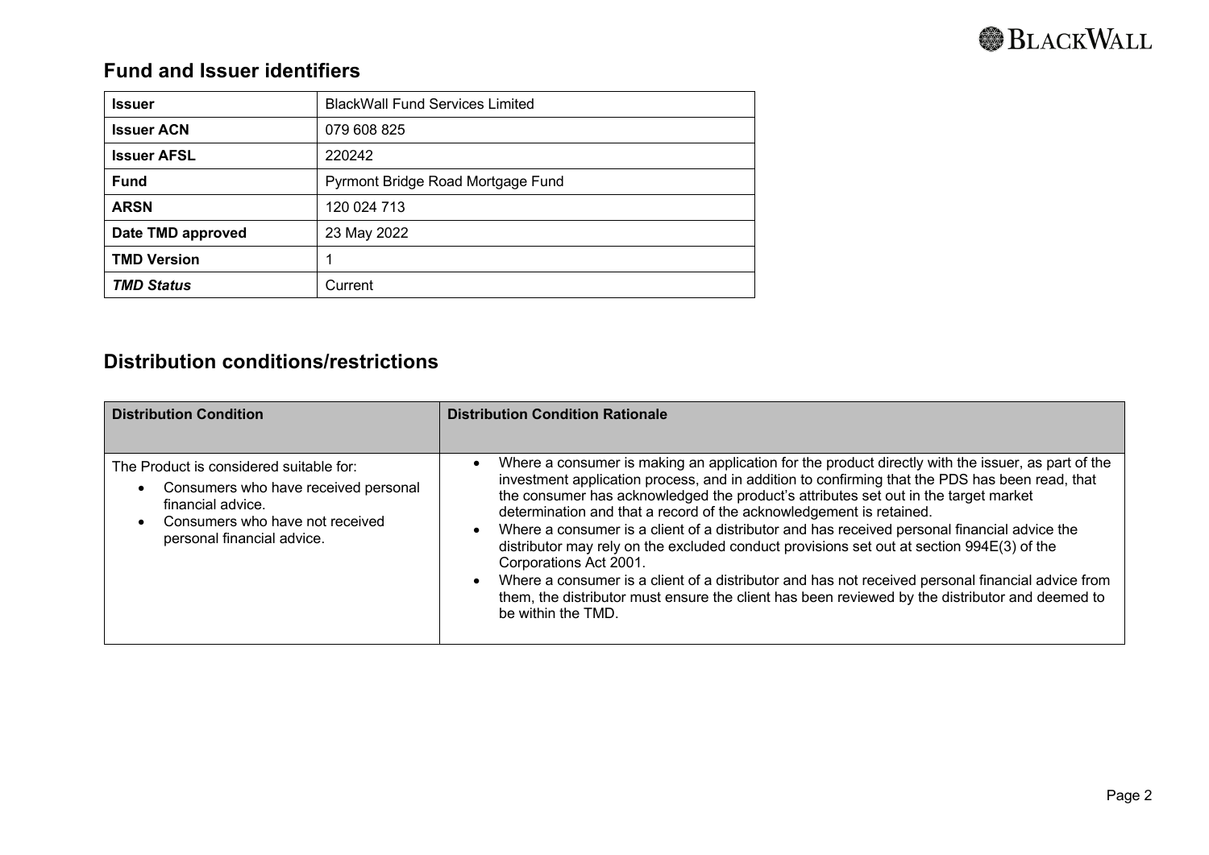## Fund and Issuer identifiers

| | |
|---|---|
| **Issuer** | BlackWall Fund Services Limited |
| **Issuer ACN** | 079 608 825 |
| **Issuer AFSL** | 220242 |
| **Fund** | Pyrmont Bridge Road Mortgage Fund |
| **ARSN** | 120 024 713 |
| **Date TMD approved** | 23 May 2022 |
| **TMD Version** | 1 |
| ***TMD Status*** | Current |

## Distribution conditions/restrictions

| **Distribution Condition** | **Distribution Condition Rationale** |
|---|---|
| The Product is considered suitable for:<br>• Consumers who have received personal financial advice.<br>• Consumers who have not received personal financial advice. | • Where a consumer is making an application for the product directly with the issuer, as part of the investment application process, and in addition to confirming that the PDS has been read, that the consumer has acknowledged the product's attributes set out in the target market determination and that a record of the acknowledgement is retained.<br>• Where a consumer is a client of a distributor and has received personal financial advice the distributor may rely on the excluded conduct provisions set out at section 994E(3) of the Corporations Act 2001.<br>• Where a consumer is a client of a distributor and has not received personal financial advice from them, the distributor must ensure the client has been reviewed by the distributor and deemed to be within the TMD. |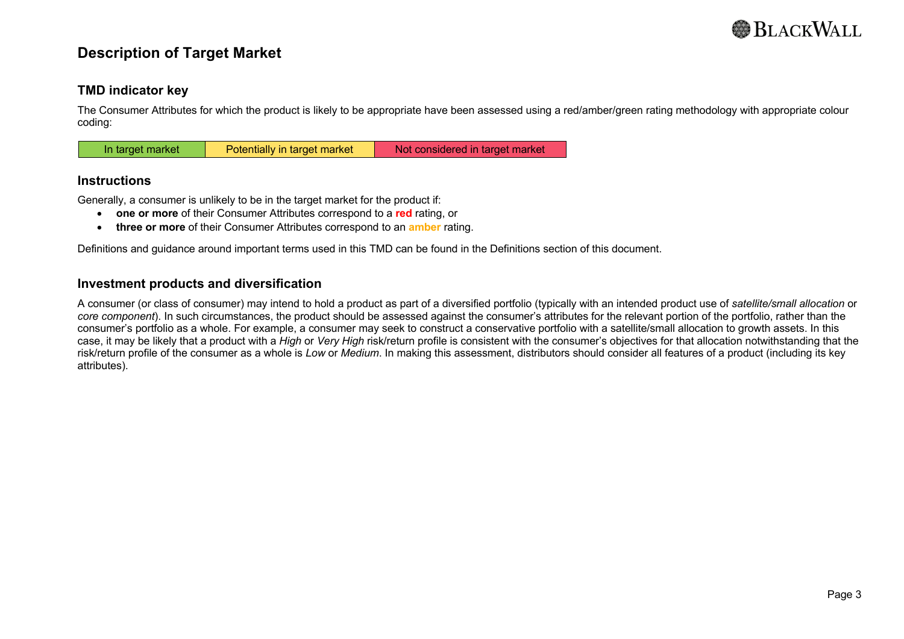## Description of Target Market

### TMD indicator key

The Consumer Attributes for which the product is likely to be appropriate have been assessed using a red/amber/green rating methodology with appropriate colour coding:

| In target market | Potentially in target market | Not considered in target market |
|---|---|---|

### Instructions

Generally, a consumer is unlikely to be in the target market for the product if:

- **one or more** of their Consumer Attributes correspond to a **red** rating, or
- **three or more** of their Consumer Attributes correspond to an **amber** rating.

Definitions and guidance around important terms used in this TMD can be found in the Definitions section of this document.

### Investment products and diversification

A consumer (or class of consumer) may intend to hold a product as part of a diversified portfolio (typically with an intended product use of *satellite/small allocation* or *core component*). In such circumstances, the product should be assessed against the consumer's attributes for the relevant portion of the portfolio, rather than the consumer's portfolio as a whole. For example, a consumer may seek to construct a conservative portfolio with a satellite/small allocation to growth assets. In this case, it may be likely that a product with a *High* or *Very High* risk/return profile is consistent with the consumer's objectives for that allocation notwithstanding that the risk/return profile of the consumer as a whole is *Low* or *Medium*. In making this assessment, distributors should consider all features of a product (including its key attributes).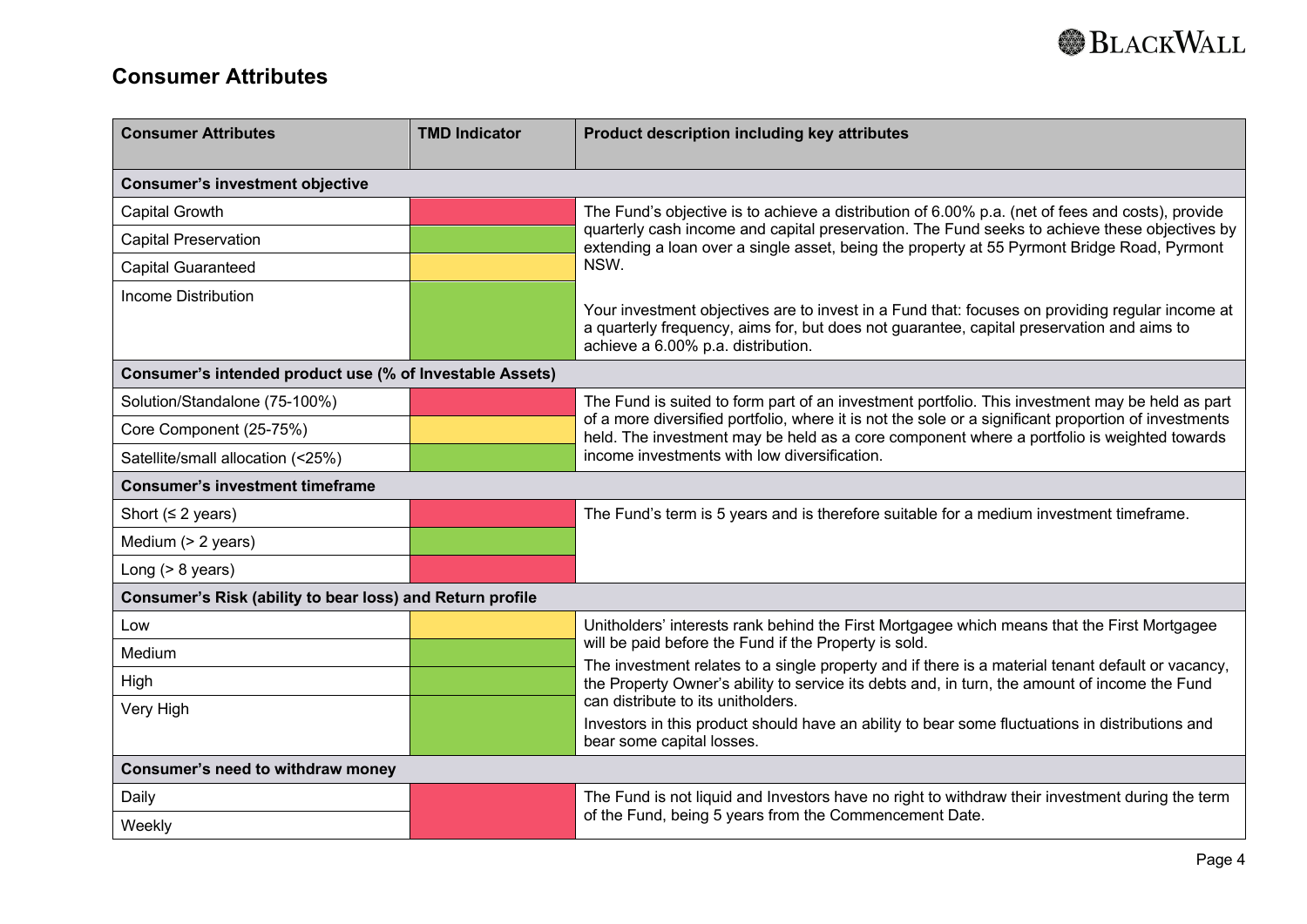## Consumer Attributes

| Consumer Attributes | TMD Indicator | Product description including key attributes |
|---|---|---|
| **Consumer's investment objective** | | |
| Capital Growth | Red | The Fund's objective is to achieve a distribution of 6.00% p.a. (net of fees and costs), provide quarterly cash income and capital preservation. The Fund seeks to achieve these objectives by extending a loan over a single asset, being the property at 55 Pyrmont Bridge Road, Pyrmont NSW.<br><br>Your investment objectives are to invest in a Fund that: focuses on providing regular income at a quarterly frequency, aims for, but does not guarantee, capital preservation and aims to achieve a 6.00% p.a. distribution. |
| Capital Preservation | Green | |
| Capital Guaranteed | Yellow | |
| Income Distribution | Green | |
| **Consumer's intended product use (% of Investable Assets)** | | |
| Solution/Standalone (75-100%) | Red | The Fund is suited to form part of an investment portfolio. This investment may be held as part of a more diversified portfolio, where it is not the sole or a significant proportion of investments held. The investment may be held as a core component where a portfolio is weighted towards income investments with low diversification. |
| Core Component (25-75%) | Yellow | |
| Satellite/small allocation (<25%) | Green | |
| **Consumer's investment timeframe** | | |
| Short (≤ 2 years) | Red | The Fund's term is 5 years and is therefore suitable for a medium investment timeframe. |
| Medium (> 2 years) | Green | |
| Long (> 8 years) | Red | |
| **Consumer's Risk (ability to bear loss) and Return profile** | | |
| Low | Yellow | Unitholders' interests rank behind the First Mortgagee which means that the First Mortgagee will be paid before the Fund if the Property is sold.<br>The investment relates to a single property and if there is a material tenant default or vacancy, the Property Owner's ability to service its debts and, in turn, the amount of income the Fund can distribute to its unitholders.<br>Investors in this product should have an ability to bear some fluctuations in distributions and bear some capital losses. |
| Medium | Green | |
| High | Green | |
| Very High | Green | |
| **Consumer's need to withdraw money** | | |
| Daily | Red | The Fund is not liquid and Investors have no right to withdraw their investment during the term of the Fund, being 5 years from the Commencement Date. |
| Weekly | Red | |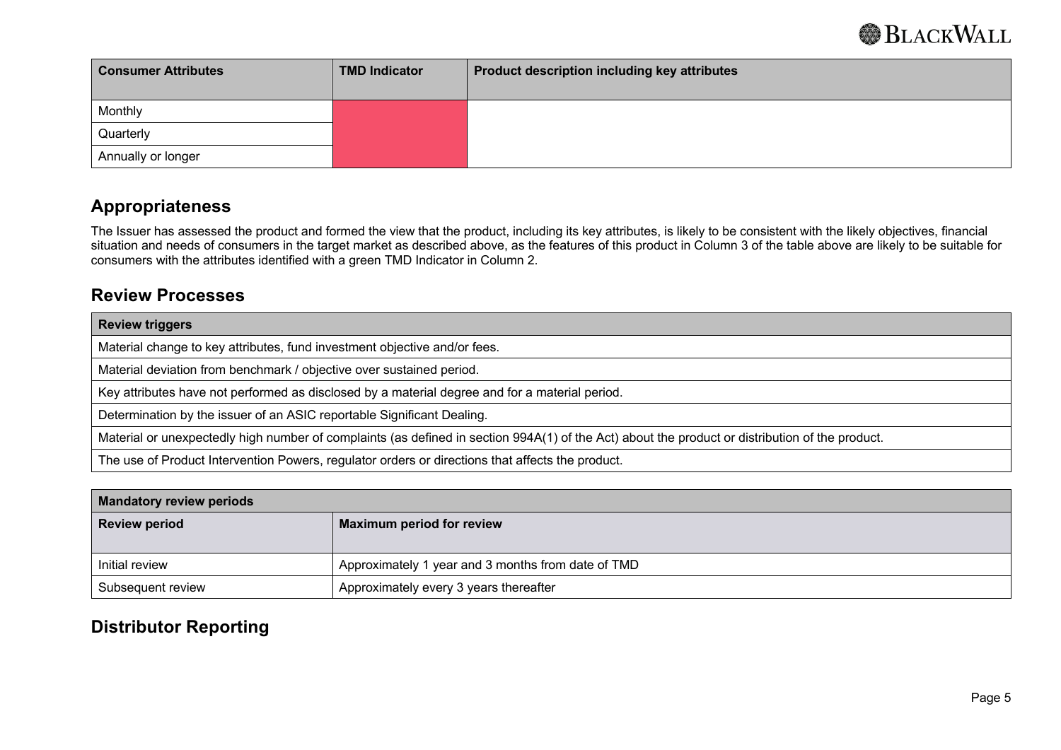| Consumer Attributes | TMD Indicator | Product description including key attributes |
|---|---|---|
| Monthly | | |
| Quarterly | | |
| Annually or longer | | |

## Appropriateness

The Issuer has assessed the product and formed the view that the product, including its key attributes, is likely to be consistent with the likely objectives, financial situation and needs of consumers in the target market as described above, as the features of this product in Column 3 of the table above are likely to be suitable for consumers with the attributes identified with a green TMD Indicator in Column 2.

## Review Processes

| Review triggers |
|---|
| Material change to key attributes, fund investment objective and/or fees. |
| Material deviation from benchmark / objective over sustained period. |
| Key attributes have not performed as disclosed by a material degree and for a material period. |
| Determination by the issuer of an ASIC reportable Significant Dealing. |
| Material or unexpectedly high number of complaints (as defined in section 994A(1) of the Act) about the product or distribution of the product. |
| The use of Product Intervention Powers, regulator orders or directions that affects the product. |

| Mandatory review periods | |
|---|---|
| **Review period** | **Maximum period for review** |
| Initial review | Approximately 1 year and 3 months from date of TMD |
| Subsequent review | Approximately every 3 years thereafter |

## Distributor Reporting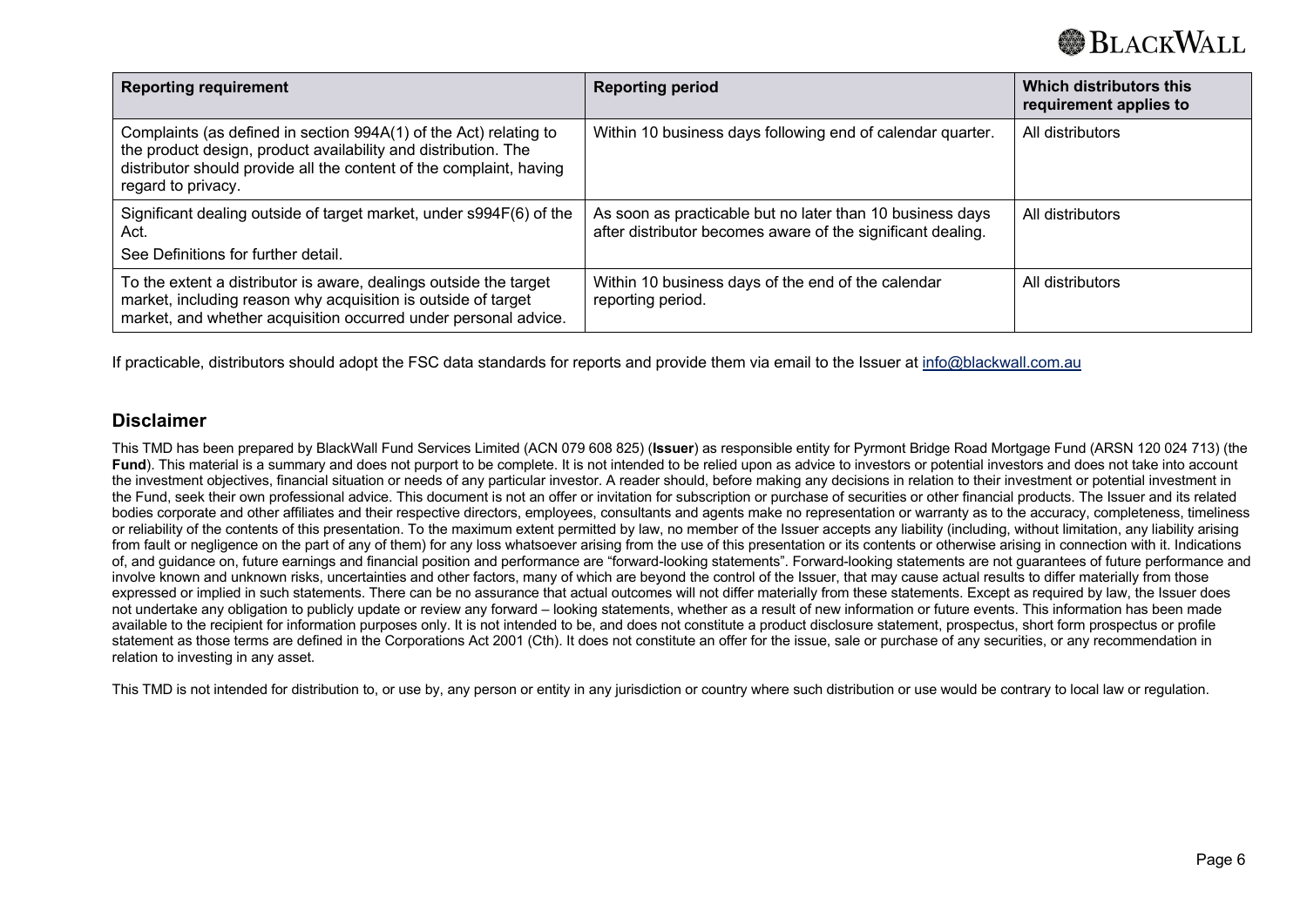| Reporting requirement | Reporting period | Which distributors this requirement applies to |
| --- | --- | --- |
| Complaints (as defined in section 994A(1) of the Act) relating to the product design, product availability and distribution. The distributor should provide all the content of the complaint, having regard to privacy. | Within 10 business days following end of calendar quarter. | All distributors |
| Significant dealing outside of target market, under s994F(6) of the Act.<br>See Definitions for further detail. | As soon as practicable but no later than 10 business days after distributor becomes aware of the significant dealing. | All distributors |
| To the extent a distributor is aware, dealings outside the target market, including reason why acquisition is outside of target market, and whether acquisition occurred under personal advice. | Within 10 business days of the end of the calendar reporting period. | All distributors |

If practicable, distributors should adopt the FSC data standards for reports and provide them via email to the Issuer at info@blackwall.com.au

## Disclaimer

This TMD has been prepared by BlackWall Fund Services Limited (ACN 079 608 825) (**Issuer**) as responsible entity for Pyrmont Bridge Road Mortgage Fund (ARSN 120 024 713) (the **Fund**). This material is a summary and does not purport to be complete. It is not intended to be relied upon as advice to investors or potential investors and does not take into account the investment objectives, financial situation or needs of any particular investor. A reader should, before making any decisions in relation to their investment or potential investment in the Fund, seek their own professional advice. This document is not an offer or invitation for subscription or purchase of securities or other financial products. The Issuer and its related bodies corporate and other affiliates and their respective directors, employees, consultants and agents make no representation or warranty as to the accuracy, completeness, timeliness or reliability of the contents of this presentation. To the maximum extent permitted by law, no member of the Issuer accepts any liability (including, without limitation, any liability arising from fault or negligence on the part of any of them) for any loss whatsoever arising from the use of this presentation or its contents or otherwise arising in connection with it. Indications of, and guidance on, future earnings and financial position and performance are "forward-looking statements". Forward-looking statements are not guarantees of future performance and involve known and unknown risks, uncertainties and other factors, many of which are beyond the control of the Issuer, that may cause actual results to differ materially from those expressed or implied in such statements. There can be no assurance that actual outcomes will not differ materially from these statements. Except as required by law, the Issuer does not undertake any obligation to publicly update or review any forward – looking statements, whether as a result of new information or future events. This information has been made available to the recipient for information purposes only. It is not intended to be, and does not constitute a product disclosure statement, prospectus, short form prospectus or profile statement as those terms are defined in the Corporations Act 2001 (Cth). It does not constitute an offer for the issue, sale or purchase of any securities, or any recommendation in relation to investing in any asset.

This TMD is not intended for distribution to, or use by, any person or entity in any jurisdiction or country where such distribution or use would be contrary to local law or regulation.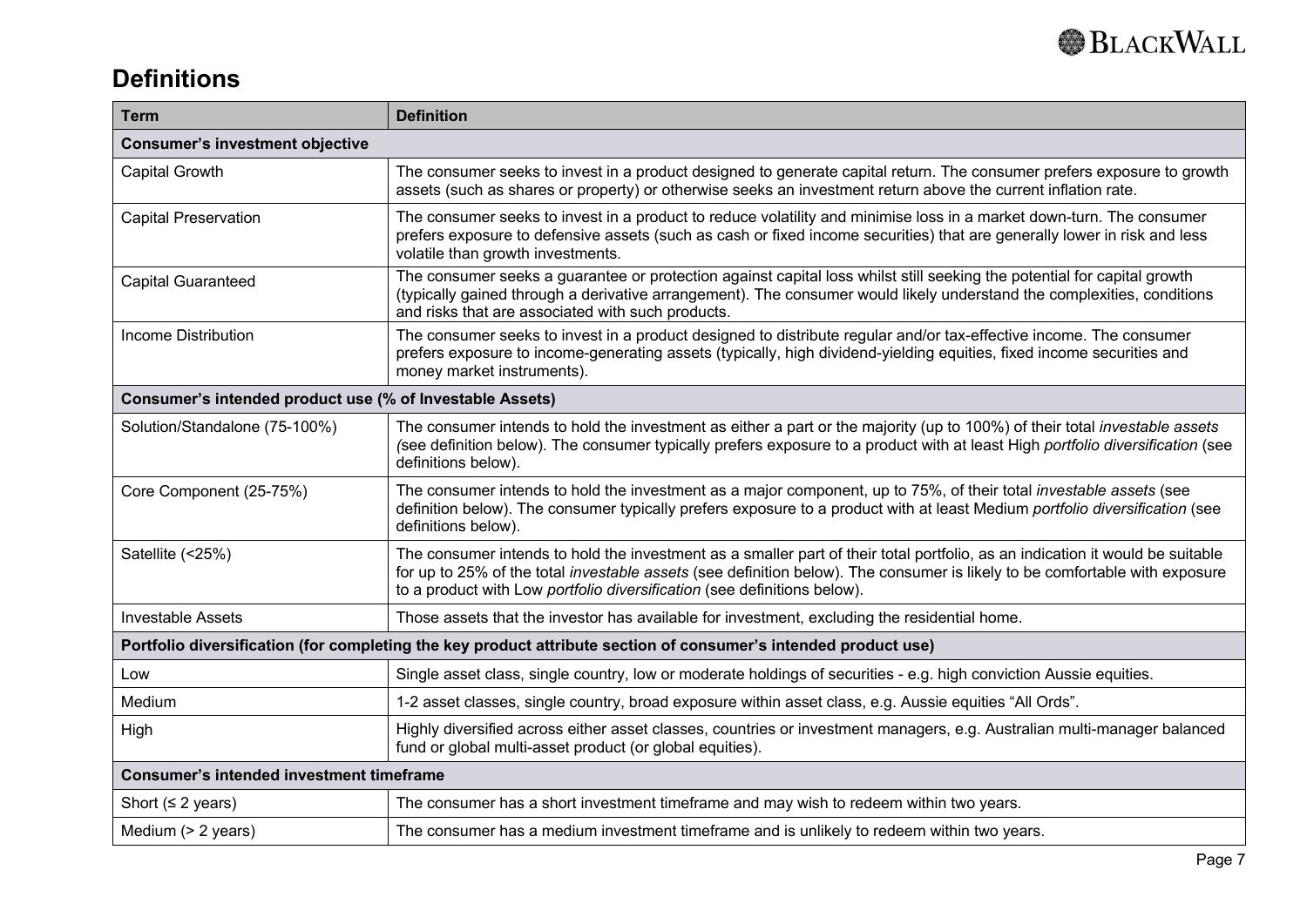## Definitions

| Term | Definition |
|---|---|
| **Consumer's investment objective** | |
| Capital Growth | The consumer seeks to invest in a product designed to generate capital return. The consumer prefers exposure to growth assets (such as shares or property) or otherwise seeks an investment return above the current inflation rate. |
| Capital Preservation | The consumer seeks to invest in a product to reduce volatility and minimise loss in a market down-turn. The consumer prefers exposure to defensive assets (such as cash or fixed income securities) that are generally lower in risk and less volatile than growth investments. |
| Capital Guaranteed | The consumer seeks a guarantee or protection against capital loss whilst still seeking the potential for capital growth (typically gained through a derivative arrangement). The consumer would likely understand the complexities, conditions and risks that are associated with such products. |
| Income Distribution | The consumer seeks to invest in a product designed to distribute regular and/or tax-effective income. The consumer prefers exposure to income-generating assets (typically, high dividend-yielding equities, fixed income securities and money market instruments). |
| **Consumer's intended product use (% of Investable Assets)** | |
| Solution/Standalone (75-100%) | The consumer intends to hold the investment as either a part or the majority (up to 100%) of their total *investable assets (*see definition below). The consumer typically prefers exposure to a product with at least High *portfolio diversification* (see definitions below). |
| Core Component (25-75%) | The consumer intends to hold the investment as a major component, up to 75%, of their total *investable assets* (see definition below). The consumer typically prefers exposure to a product with at least Medium *portfolio diversification* (see definitions below). |
| Satellite (<25%) | The consumer intends to hold the investment as a smaller part of their total portfolio, as an indication it would be suitable for up to 25% of the total *investable assets* (see definition below). The consumer is likely to be comfortable with exposure to a product with Low *portfolio diversification* (see definitions below). |
| Investable Assets | Those assets that the investor has available for investment, excluding the residential home. |
| **Portfolio diversification (for completing the key product attribute section of consumer's intended product use)** | |
| Low | Single asset class, single country, low or moderate holdings of securities - e.g. high conviction Aussie equities. |
| Medium | 1-2 asset classes, single country, broad exposure within asset class, e.g. Aussie equities "All Ords". |
| High | Highly diversified across either asset classes, countries or investment managers, e.g. Australian multi-manager balanced fund or global multi-asset product (or global equities). |
| **Consumer's intended investment timeframe** | |
| Short (≤ 2 years) | The consumer has a short investment timeframe and may wish to redeem within two years. |
| Medium (> 2 years) | The consumer has a medium investment timeframe and is unlikely to redeem within two years. |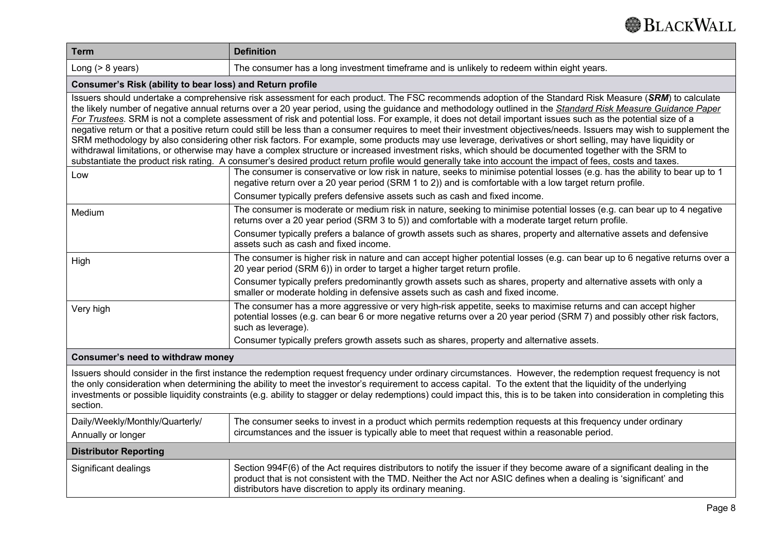| Term | Definition |
| --- | --- |
| Long (> 8 years) | The consumer has a long investment timeframe and is unlikely to redeem within eight years. |
| **Consumer's Risk (ability to bear loss) and Return profile** | |
| Issuers should undertake a comprehensive risk assessment for each product. The FSC recommends adoption of the Standard Risk Measure (***SRM***) to calculate the likely number of negative annual returns over a 20 year period, using the guidance and methodology outlined in the ***Standard Risk Measure Guidance Paper For Trustees***. SRM is not a complete assessment of risk and potential loss. For example, it does not detail important issues such as the potential size of a negative return or that a positive return could still be less than a consumer requires to meet their investment objectives/needs. Issuers may wish to supplement the SRM methodology by also considering other risk factors. For example, some products may use leverage, derivatives or short selling, may have liquidity or withdrawal limitations, or otherwise may have a complex structure or increased investment risks, which should be documented together with the SRM to substantiate the product risk rating. A consumer's desired product return profile would generally take into account the impact of fees, costs and taxes. | |
| Low | The consumer is conservative or low risk in nature, seeks to minimise potential losses (e.g. has the ability to bear up to 1 negative return over a 20 year period (SRM 1 to 2)) and is comfortable with a low target return profile.<br>Consumer typically prefers defensive assets such as cash and fixed income. |
| Medium | The consumer is moderate or medium risk in nature, seeking to minimise potential losses (e.g. can bear up to 4 negative returns over a 20 year period (SRM 3 to 5)) and comfortable with a moderate target return profile.<br>Consumer typically prefers a balance of growth assets such as shares, property and alternative assets and defensive assets such as cash and fixed income. |
| High | The consumer is higher risk in nature and can accept higher potential losses (e.g. can bear up to 6 negative returns over a 20 year period (SRM 6)) in order to target a higher target return profile.<br>Consumer typically prefers predominantly growth assets such as shares, property and alternative assets with only a smaller or moderate holding in defensive assets such as cash and fixed income. |
| Very high | The consumer has a more aggressive or very high-risk appetite, seeks to maximise returns and can accept higher potential losses (e.g. can bear 6 or more negative returns over a 20 year period (SRM 7) and possibly other risk factors, such as leverage).<br>Consumer typically prefers growth assets such as shares, property and alternative assets. |
| **Consumer's need to withdraw money** | |
| Issuers should consider in the first instance the redemption request frequency under ordinary circumstances. However, the redemption request frequency is not the only consideration when determining the ability to meet the investor's requirement to access capital. To the extent that the liquidity of the underlying investments or possible liquidity constraints (e.g. ability to stagger or delay redemptions) could impact this, this is to be taken into consideration in completing this section. | |
| Daily/Weekly/Monthly/Quarterly/<br>Annually or longer | The consumer seeks to invest in a product which permits redemption requests at this frequency under ordinary circumstances and the issuer is typically able to meet that request within a reasonable period. |
| **Distributor Reporting** | |
| Significant dealings | Section 994F(6) of the Act requires distributors to notify the issuer if they become aware of a significant dealing in the product that is not consistent with the TMD. Neither the Act nor ASIC defines when a dealing is 'significant' and distributors have discretion to apply its ordinary meaning. |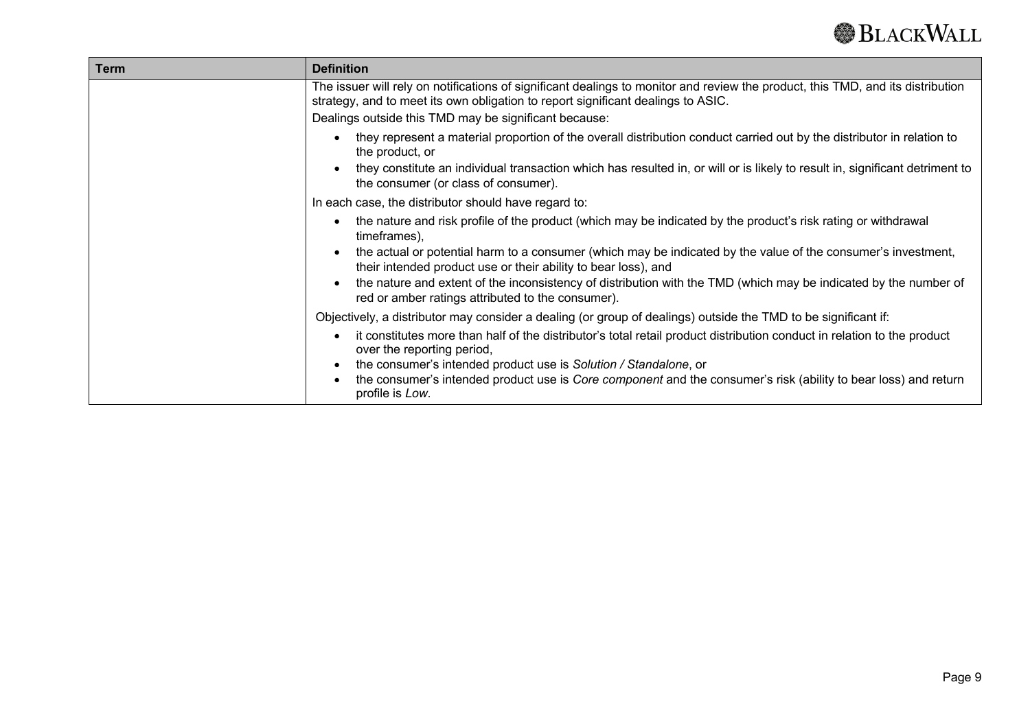| Term | Definition |
| --- | --- |
| | The issuer will rely on notifications of significant dealings to monitor and review the product, this TMD, and its distribution strategy, and to meet its own obligation to report significant dealings to ASIC.<br>Dealings outside this TMD may be significant because:<br>• they represent a material proportion of the overall distribution conduct carried out by the distributor in relation to the product, or<br>• they constitute an individual transaction which has resulted in, or will or is likely to result in, significant detriment to the consumer (or class of consumer).<br>In each case, the distributor should have regard to:<br>• the nature and risk profile of the product (which may be indicated by the product's risk rating or withdrawal timeframes),<br>• the actual or potential harm to a consumer (which may be indicated by the value of the consumer's investment, their intended product use or their ability to bear loss), and<br>• the nature and extent of the inconsistency of distribution with the TMD (which may be indicated by the number of red or amber ratings attributed to the consumer).<br>Objectively, a distributor may consider a dealing (or group of dealings) outside the TMD to be significant if:<br>• it constitutes more than half of the distributor's total retail product distribution conduct in relation to the product over the reporting period,<br>• the consumer's intended product use is *Solution / Standalone*, or<br>• the consumer's intended product use is *Core component* and the consumer's risk (ability to bear loss) and return profile is *Low*. |